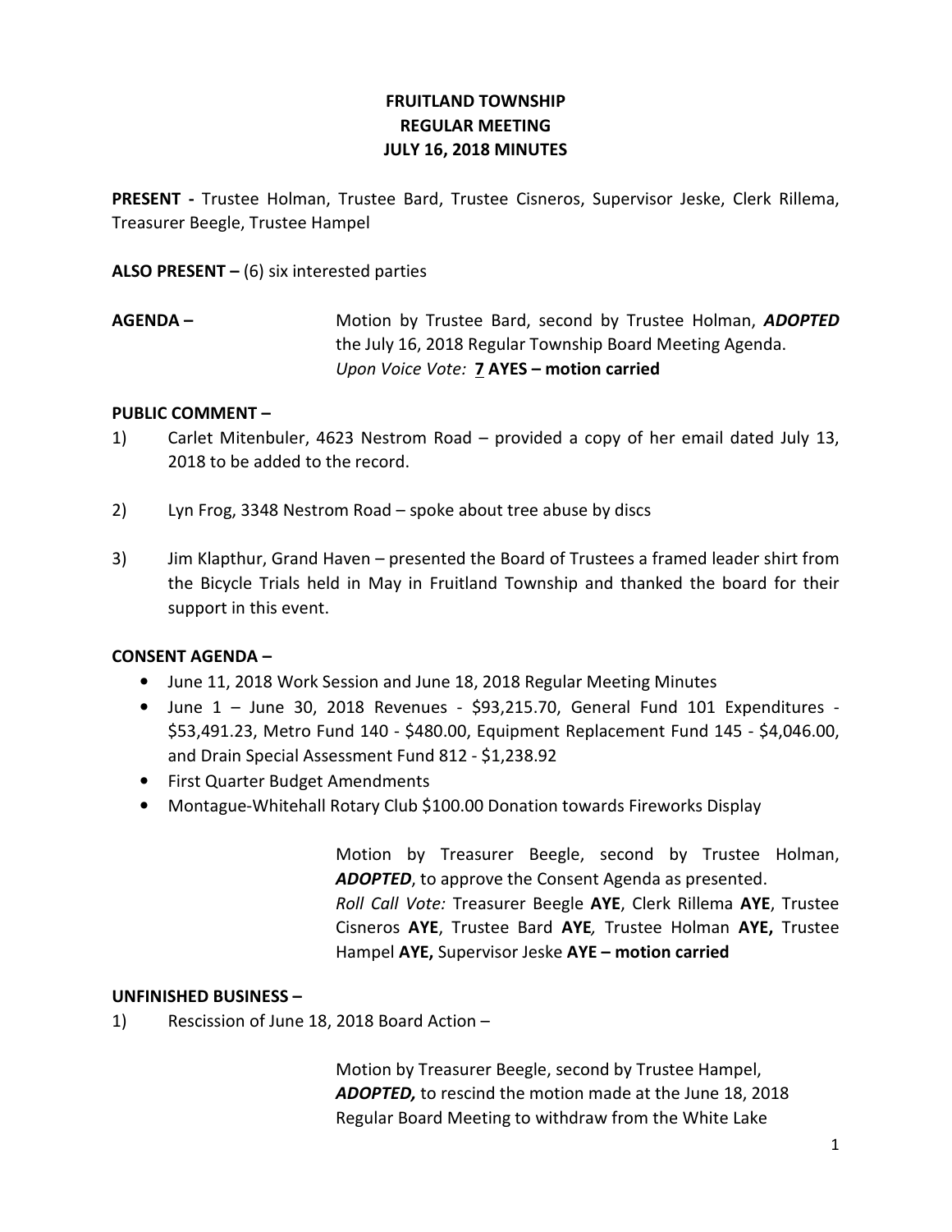**FRUITLAND TOWNSHIP**
**REGULAR MEETING**
**JULY 16, 2018 MINUTES**

**PRESENT -** Trustee Holman, Trustee Bard, Trustee Cisneros, Supervisor Jeske, Clerk Rillema, Treasurer Beegle, Trustee Hampel

**ALSO PRESENT –** (6) six interested parties

**AGENDA –** Motion by Trustee Bard, second by Trustee Holman, ***ADOPTED*** the July 16, 2018 Regular Township Board Meeting Agenda.
*Upon Voice Vote:* **7 AYES – motion carried**

**PUBLIC COMMENT –**

1) Carlet Mitenbuler, 4623 Nestrom Road – provided a copy of her email dated July 13, 2018 to be added to the record.

2) Lyn Frog, 3348 Nestrom Road – spoke about tree abuse by discs

3) Jim Klapthur, Grand Haven – presented the Board of Trustees a framed leader shirt from the Bicycle Trials held in May in Fruitland Township and thanked the board for their support in this event.

**CONSENT AGENDA –**

- June 11, 2018 Work Session and June 18, 2018 Regular Meeting Minutes
- June 1 – June 30, 2018 Revenues - $93,215.70, General Fund 101 Expenditures - $53,491.23, Metro Fund 140 - $480.00, Equipment Replacement Fund 145 - $4,046.00, and Drain Special Assessment Fund 812 - $1,238.92
- First Quarter Budget Amendments
- Montague-Whitehall Rotary Club $100.00 Donation towards Fireworks Display

Motion by Treasurer Beegle, second by Trustee Holman, ***ADOPTED***, to approve the Consent Agenda as presented.
*Roll Call Vote:* Treasurer Beegle **AYE**, Clerk Rillema **AYE**, Trustee Cisneros **AYE**, Trustee Bard **AYE***,* Trustee Holman **AYE,** Trustee Hampel **AYE,** Supervisor Jeske **AYE – motion carried**

**UNFINISHED BUSINESS –**

1) Rescission of June 18, 2018 Board Action –

Motion by Treasurer Beegle, second by Trustee Hampel, ***ADOPTED,*** to rescind the motion made at the June 18, 2018 Regular Board Meeting to withdraw from the White Lake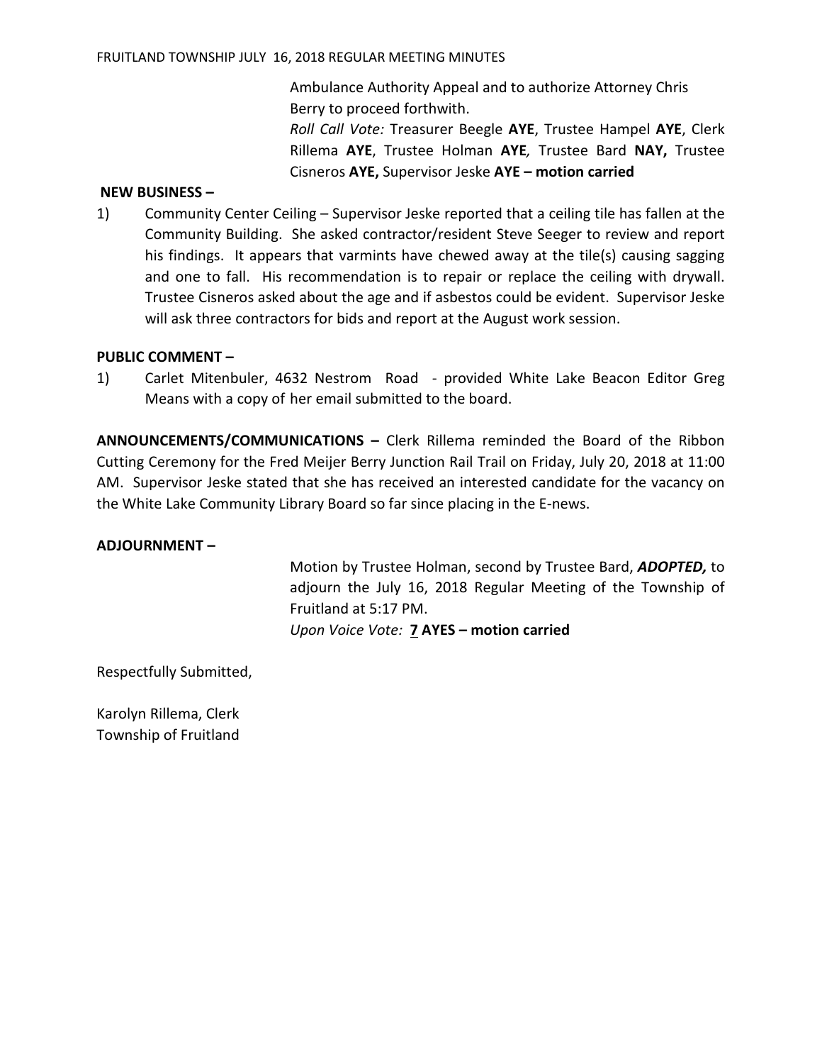Ambulance Authority Appeal and to authorize Attorney Chris Berry to proceed forthwith.

*Roll Call Vote:* Treasurer Beegle **AYE**, Trustee Hampel **AYE**, Clerk Rillema **AYE**, Trustee Holman **AYE***,* Trustee Bard **NAY,** Trustee Cisneros **AYE,** Supervisor Jeske **AYE – motion carried**

**NEW BUSINESS –**

1) Community Center Ceiling – Supervisor Jeske reported that a ceiling tile has fallen at the Community Building. She asked contractor/resident Steve Seeger to review and report his findings. It appears that varmints have chewed away at the tile(s) causing sagging and one to fall. His recommendation is to repair or replace the ceiling with drywall. Trustee Cisneros asked about the age and if asbestos could be evident. Supervisor Jeske will ask three contractors for bids and report at the August work session.

**PUBLIC COMMENT –**

1) Carlet Mitenbuler, 4632 Nestrom Road - provided White Lake Beacon Editor Greg Means with a copy of her email submitted to the board.

**ANNOUNCEMENTS/COMMUNICATIONS –** Clerk Rillema reminded the Board of the Ribbon Cutting Ceremony for the Fred Meijer Berry Junction Rail Trail on Friday, July 20, 2018 at 11:00 AM. Supervisor Jeske stated that she has received an interested candidate for the vacancy on the White Lake Community Library Board so far since placing in the E-news.

**ADJOURNMENT –**

Motion by Trustee Holman, second by Trustee Bard, ***ADOPTED,*** to adjourn the July 16, 2018 Regular Meeting of the Township of Fruitland at 5:17 PM.

*Upon Voice Vote:* **7 AYES – motion carried**

Respectfully Submitted,

Karolyn Rillema, Clerk
Township of Fruitland